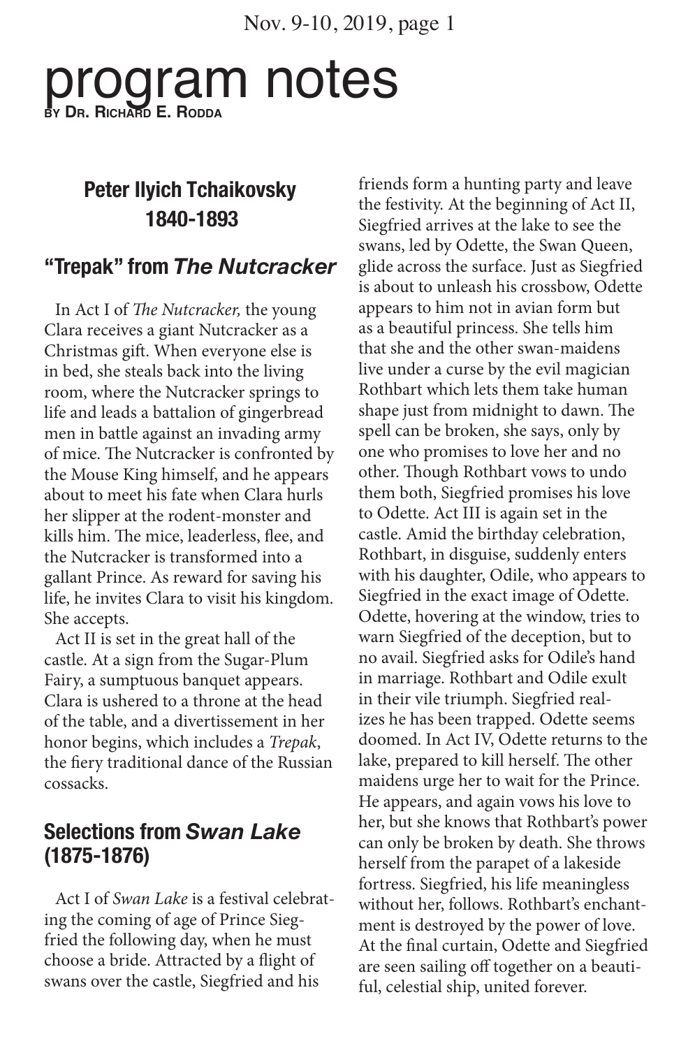# program notes

**BY DR. RICHARD E. RODDA**

## Peter Ilyich Tchaikovsky
## 1840-1893

### "Trepak" from *The Nutcracker*

In Act I of *The Nutcracker,* the young Clara receives a giant Nutcracker as a Christmas gift. When everyone else is in bed, she steals back into the living room, where the Nutcracker springs to life and leads a battalion of gingerbread men in battle against an invading army of mice. The Nutcracker is confronted by the Mouse King himself, and he appears about to meet his fate when Clara hurls her slipper at the rodent-monster and kills him. The mice, leaderless, flee, and the Nutcracker is transformed into a gallant Prince. As reward for saving his life, he invites Clara to visit his kingdom. She accepts.

Act II is set in the great hall of the castle. At a sign from the Sugar-Plum Fairy, a sumptuous banquet appears. Clara is ushered to a throne at the head of the table, and a divertissement in her honor begins, which includes a *Trepak*, the fiery traditional dance of the Russian cossacks.

### Selections from *Swan Lake* (1875-1876)

Act I of *Swan Lake* is a festival celebrating the coming of age of Prince Siegfried the following day, when he must choose a bride. Attracted by a flight of swans over the castle, Siegfried and his friends form a hunting party and leave the festivity. At the beginning of Act II, Siegfried arrives at the lake to see the swans, led by Odette, the Swan Queen, glide across the surface. Just as Siegfried is about to unleash his crossbow, Odette appears to him not in avian form but as a beautiful princess. She tells him that she and the other swan-maidens live under a curse by the evil magician Rothbart which lets them take human shape just from midnight to dawn. The spell can be broken, she says, only by one who promises to love her and no other. Though Rothbart vows to undo them both, Siegfried promises his love to Odette. Act III is again set in the castle. Amid the birthday celebration, Rothbart, in disguise, suddenly enters with his daughter, Odile, who appears to Siegfried in the exact image of Odette. Odette, hovering at the window, tries to warn Siegfried of the deception, but to no avail. Siegfried asks for Odile's hand in marriage. Rothbart and Odile exult in their vile triumph. Siegfried realizes he has been trapped. Odette seems doomed. In Act IV, Odette returns to the lake, prepared to kill herself. The other maidens urge her to wait for the Prince. He appears, and again vows his love to her, but she knows that Rothbart's power can only be broken by death. She throws herself from the parapet of a lakeside fortress. Siegfried, his life meaningless without her, follows. Rothbart's enchantment is destroyed by the power of love. At the final curtain, Odette and Siegfried are seen sailing off together on a beautiful, celestial ship, united forever.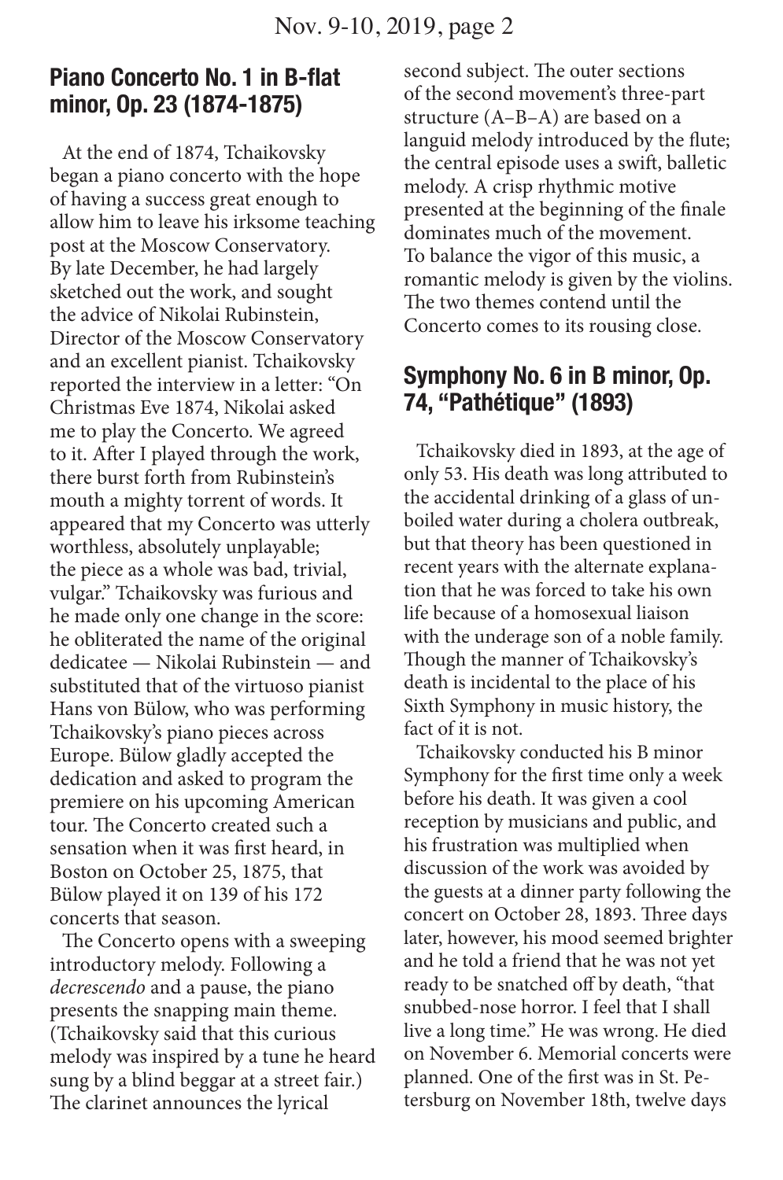## Piano Concerto No. 1 in B-flat minor, Op. 23 (1874-1875)

At the end of 1874, Tchaikovsky began a piano concerto with the hope of having a success great enough to allow him to leave his irksome teaching post at the Moscow Conservatory. By late December, he had largely sketched out the work, and sought the advice of Nikolai Rubinstein, Director of the Moscow Conservatory and an excellent pianist. Tchaikovsky reported the interview in a letter: "On Christmas Eve 1874, Nikolai asked me to play the Concerto. We agreed to it. After I played through the work, there burst forth from Rubinstein's mouth a mighty torrent of words. It appeared that my Concerto was utterly worthless, absolutely unplayable; the piece as a whole was bad, trivial, vulgar." Tchaikovsky was furious and he made only one change in the score: he obliterated the name of the original dedicatee — Nikolai Rubinstein — and substituted that of the virtuoso pianist Hans von Bülow, who was performing Tchaikovsky's piano pieces across Europe. Bülow gladly accepted the dedication and asked to program the premiere on his upcoming American tour. The Concerto created such a sensation when it was first heard, in Boston on October 25, 1875, that Bülow played it on 139 of his 172 concerts that season.

The Concerto opens with a sweeping introductory melody. Following a *decrescendo* and a pause, the piano presents the snapping main theme. (Tchaikovsky said that this curious melody was inspired by a tune he heard sung by a blind beggar at a street fair.) The clarinet announces the lyrical second subject. The outer sections of the second movement's three-part structure (A–B–A) are based on a languid melody introduced by the flute; the central episode uses a swift, balletic melody. A crisp rhythmic motive presented at the beginning of the finale dominates much of the movement. To balance the vigor of this music, a romantic melody is given by the violins. The two themes contend until the Concerto comes to its rousing close.

## Symphony No. 6 in B minor, Op. 74, "Pathétique" (1893)

Tchaikovsky died in 1893, at the age of only 53. His death was long attributed to the accidental drinking of a glass of unboiled water during a cholera outbreak, but that theory has been questioned in recent years with the alternate explanation that he was forced to take his own life because of a homosexual liaison with the underage son of a noble family. Though the manner of Tchaikovsky's death is incidental to the place of his Sixth Symphony in music history, the fact of it is not.

Tchaikovsky conducted his B minor Symphony for the first time only a week before his death. It was given a cool reception by musicians and public, and his frustration was multiplied when discussion of the work was avoided by the guests at a dinner party following the concert on October 28, 1893. Three days later, however, his mood seemed brighter and he told a friend that he was not yet ready to be snatched off by death, "that snubbed-nose horror. I feel that I shall live a long time." He was wrong. He died on November 6. Memorial concerts were planned. One of the first was in St. Petersburg on November 18th, twelve days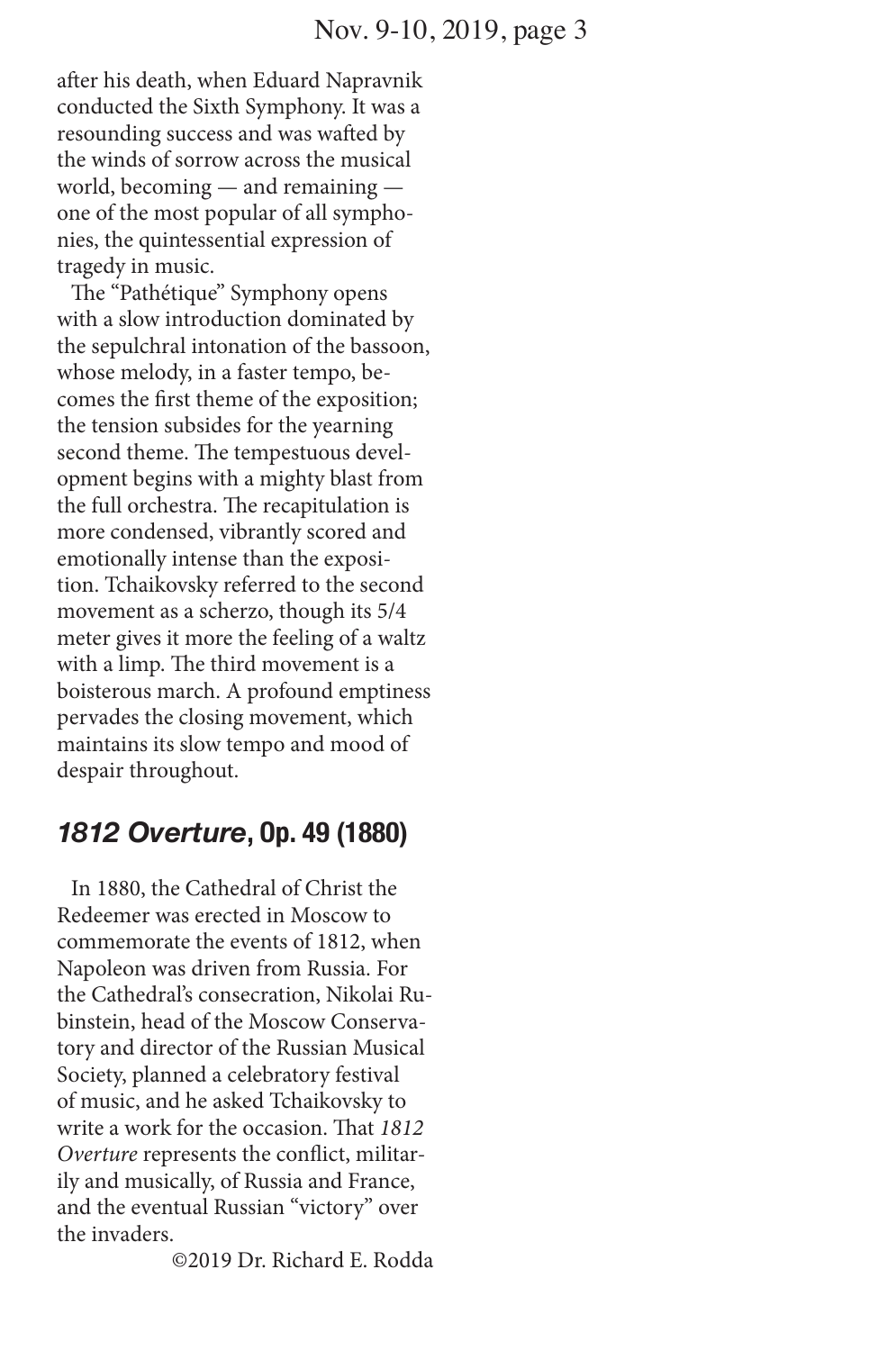after his death, when Eduard Napravnik conducted the Sixth Symphony. It was a resounding success and was wafted by the winds of sorrow across the musical world, becoming — and remaining — one of the most popular of all symphonies, the quintessential expression of tragedy in music.

The "Pathétique" Symphony opens with a slow introduction dominated by the sepulchral intonation of the bassoon, whose melody, in a faster tempo, becomes the first theme of the exposition; the tension subsides for the yearning second theme. The tempestuous development begins with a mighty blast from the full orchestra. The recapitulation is more condensed, vibrantly scored and emotionally intense than the exposition. Tchaikovsky referred to the second movement as a scherzo, though its 5/4 meter gives it more the feeling of a waltz with a limp. The third movement is a boisterous march. A profound emptiness pervades the closing movement, which maintains its slow tempo and mood of despair throughout.

## *1812 Overture*, Op. 49 (1880)

In 1880, the Cathedral of Christ the Redeemer was erected in Moscow to commemorate the events of 1812, when Napoleon was driven from Russia. For the Cathedral's consecration, Nikolai Rubinstein, head of the Moscow Conservatory and director of the Russian Musical Society, planned a celebratory festival of music, and he asked Tchaikovsky to write a work for the occasion. That *1812 Overture* represents the conflict, militarily and musically, of Russia and France, and the eventual Russian "victory" over the invaders.

©2019 Dr. Richard E. Rodda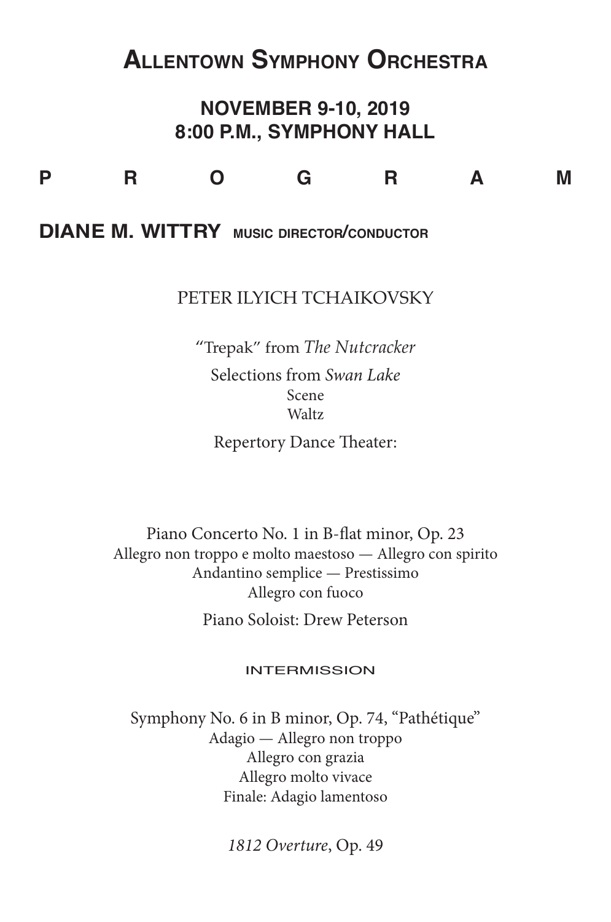# Allentown Symphony Orchestra

## NOVEMBER 9-10, 2019
## 8:00 P.M., SYMPHONY HALL

## P R O G R A M

**DIANE M. WITTRY** MUSIC DIRECTOR/CONDUCTOR

PETER ILYICH TCHAIKOVSKY

"Trepak" from *The Nutcracker*

Selections from *Swan Lake*
Scene
Waltz

Repertory Dance Theater:

Piano Concerto No. 1 in B-flat minor, Op. 23
Allegro non troppo e molto maestoso — Allegro con spirito
Andantino semplice — Prestissimo
Allegro con fuoco

Piano Soloist: Drew Peterson

INTERMISSION

Symphony No. 6 in B minor, Op. 74, "Pathétique"
Adagio — Allegro non troppo
Allegro con grazia
Allegro molto vivace
Finale: Adagio lamentoso

*1812 Overture*, Op. 49